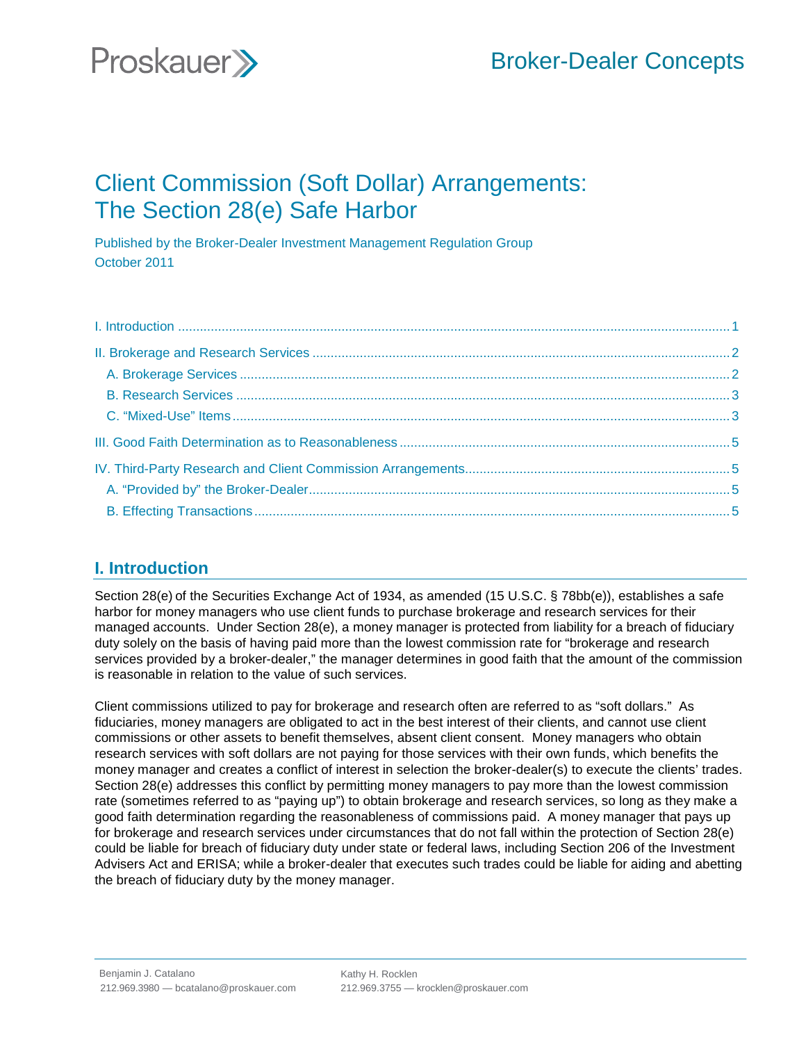Proskauer

Broker-Dealer Concepts

# Client Commission (Soft Dollar) Arrangements: The Section 28(e) Safe Harbor

Published by the Broker-Dealer Investment Management Regulation Group
October 2011

I. Introduction ..... 1

II. Brokerage and Research Services ..... 2

- A. Brokerage Services ..... 2
- B. Research Services ..... 3
- C. "Mixed-Use" Items ..... 3

III. Good Faith Determination as to Reasonableness ..... 5

IV. Third-Party Research and Client Commission Arrangements ..... 5

- A. "Provided by" the Broker-Dealer ..... 5
- B. Effecting Transactions ..... 5

## I. Introduction

Section 28(e) of the Securities Exchange Act of 1934, as amended (15 U.S.C. § 78bb(e)), establishes a safe harbor for money managers who use client funds to purchase brokerage and research services for their managed accounts. Under Section 28(e), a money manager is protected from liability for a breach of fiduciary duty solely on the basis of having paid more than the lowest commission rate for "brokerage and research services provided by a broker-dealer," the manager determines in good faith that the amount of the commission is reasonable in relation to the value of such services.

Client commissions utilized to pay for brokerage and research often are referred to as "soft dollars." As fiduciaries, money managers are obligated to act in the best interest of their clients, and cannot use client commissions or other assets to benefit themselves, absent client consent. Money managers who obtain research services with soft dollars are not paying for those services with their own funds, which benefits the money manager and creates a conflict of interest in selection the broker-dealer(s) to execute the clients' trades. Section 28(e) addresses this conflict by permitting money managers to pay more than the lowest commission rate (sometimes referred to as "paying up") to obtain brokerage and research services, so long as they make a good faith determination regarding the reasonableness of commissions paid. A money manager that pays up for brokerage and research services under circumstances that do not fall within the protection of Section 28(e) could be liable for breach of fiduciary duty under state or federal laws, including Section 206 of the Investment Advisers Act and ERISA; while a broker-dealer that executes such trades could be liable for aiding and abetting the breach of fiduciary duty by the money manager.

Benjamin J. Catalano
212.969.3980 — bcatalano@proskauer.com

Kathy H. Rocklen
212.969.3755 — krocklen@proskauer.com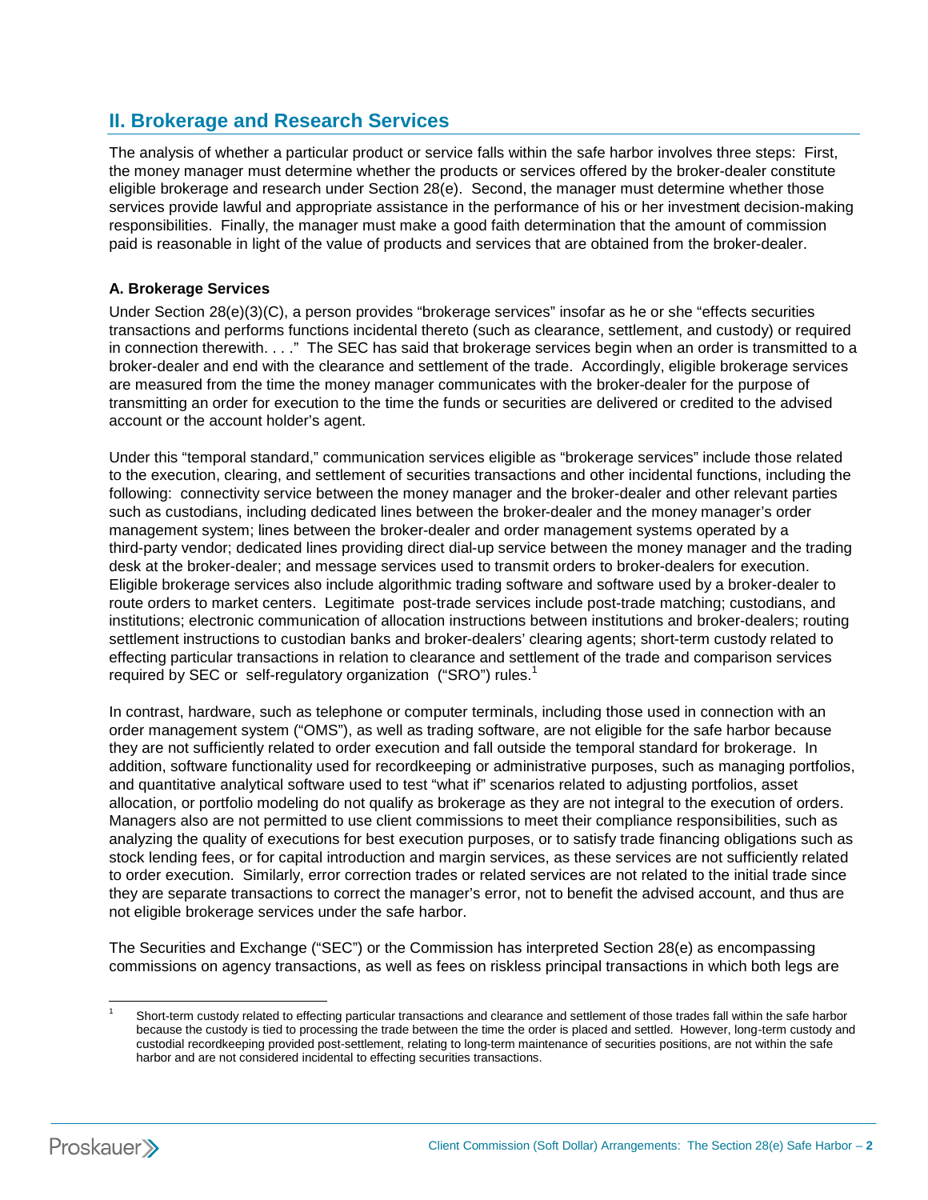## II. Brokerage and Research Services

The analysis of whether a particular product or service falls within the safe harbor involves three steps: First, the money manager must determine whether the products or services offered by the broker-dealer constitute eligible brokerage and research under Section 28(e). Second, the manager must determine whether those services provide lawful and appropriate assistance in the performance of his or her investment decision-making responsibilities. Finally, the manager must make a good faith determination that the amount of commission paid is reasonable in light of the value of products and services that are obtained from the broker-dealer.

### A. Brokerage Services

Under Section 28(e)(3)(C), a person provides "brokerage services" insofar as he or she "effects securities transactions and performs functions incidental thereto (such as clearance, settlement, and custody) or required in connection therewith. . . ." The SEC has said that brokerage services begin when an order is transmitted to a broker-dealer and end with the clearance and settlement of the trade. Accordingly, eligible brokerage services are measured from the time the money manager communicates with the broker-dealer for the purpose of transmitting an order for execution to the time the funds or securities are delivered or credited to the advised account or the account holder's agent.

Under this "temporal standard," communication services eligible as "brokerage services" include those related to the execution, clearing, and settlement of securities transactions and other incidental functions, including the following: connectivity service between the money manager and the broker-dealer and other relevant parties such as custodians, including dedicated lines between the broker-dealer and the money manager's order management system; lines between the broker-dealer and order management systems operated by a third-party vendor; dedicated lines providing direct dial-up service between the money manager and the trading desk at the broker-dealer; and message services used to transmit orders to broker-dealers for execution. Eligible brokerage services also include algorithmic trading software and software used by a broker-dealer to route orders to market centers. Legitimate post-trade services include post-trade matching; custodians, and institutions; electronic communication of allocation instructions between institutions and broker-dealers; routing settlement instructions to custodian banks and broker-dealers' clearing agents; short-term custody related to effecting particular transactions in relation to clearance and settlement of the trade and comparison services required by SEC or self-regulatory organization ("SRO") rules.[1]

In contrast, hardware, such as telephone or computer terminals, including those used in connection with an order management system ("OMS"), as well as trading software, are not eligible for the safe harbor because they are not sufficiently related to order execution and fall outside the temporal standard for brokerage. In addition, software functionality used for recordkeeping or administrative purposes, such as managing portfolios, and quantitative analytical software used to test "what if" scenarios related to adjusting portfolios, asset allocation, or portfolio modeling do not qualify as brokerage as they are not integral to the execution of orders. Managers also are not permitted to use client commissions to meet their compliance responsibilities, such as analyzing the quality of executions for best execution purposes, or to satisfy trade financing obligations such as stock lending fees, or for capital introduction and margin services, as these services are not sufficiently related to order execution. Similarly, error correction trades or related services are not related to the initial trade since they are separate transactions to correct the manager's error, not to benefit the advised account, and thus are not eligible brokerage services under the safe harbor.

The Securities and Exchange ("SEC") or the Commission has interpreted Section 28(e) as encompassing commissions on agency transactions, as well as fees on riskless principal transactions in which both legs are

---

[1] Short-term custody related to effecting particular transactions and clearance and settlement of those trades fall within the safe harbor because the custody is tied to processing the trade between the time the order is placed and settled. However, long-term custody and custodial recordkeeping provided post-settlement, relating to long-term maintenance of securities positions, are not within the safe harbor and are not considered incidental to effecting securities transactions.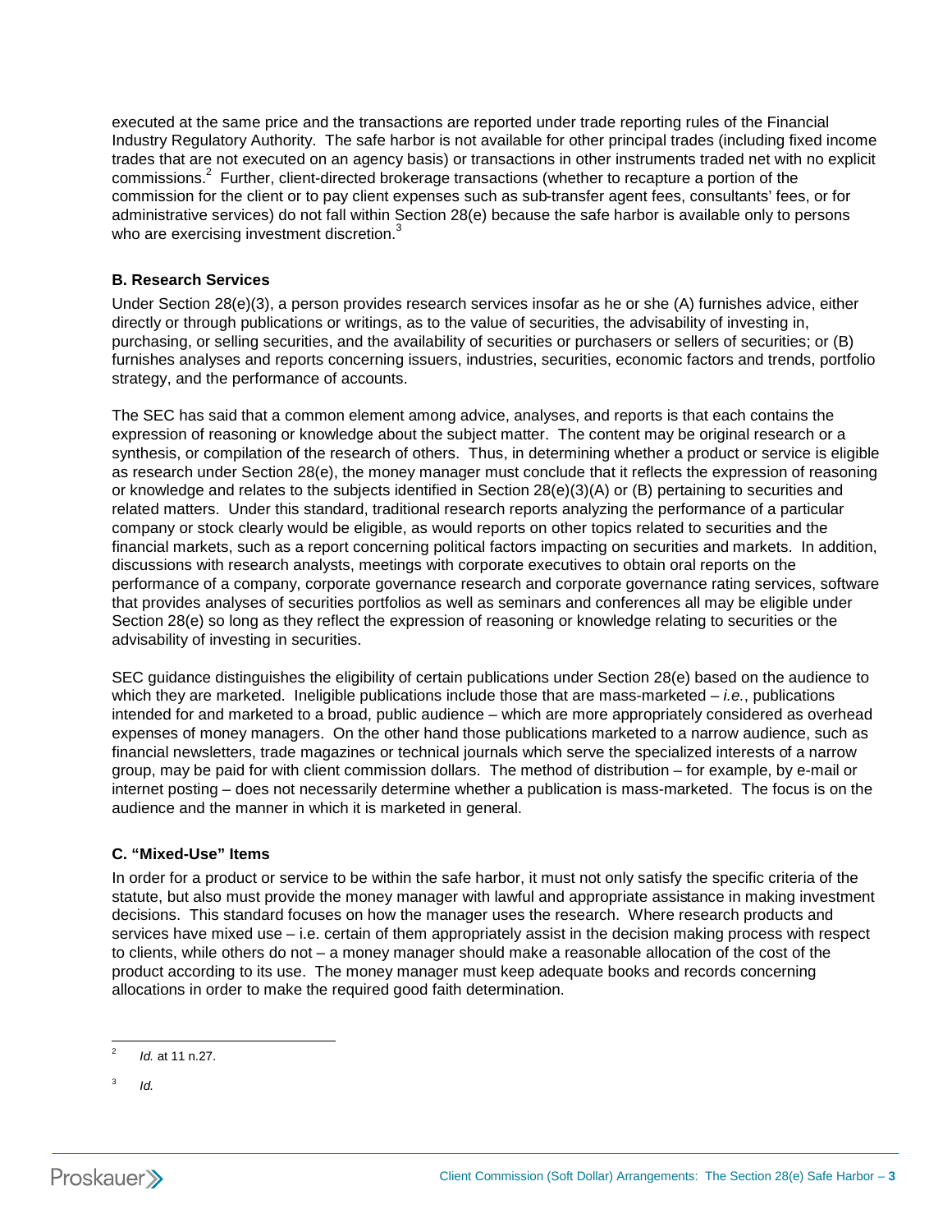executed at the same price and the transactions are reported under trade reporting rules of the Financial Industry Regulatory Authority. The safe harbor is not available for other principal trades (including fixed income trades that are not executed on an agency basis) or transactions in other instruments traded net with no explicit commissions.[2] Further, client-directed brokerage transactions (whether to recapture a portion of the commission for the client or to pay client expenses such as sub-transfer agent fees, consultants' fees, or for administrative services) do not fall within Section 28(e) because the safe harbor is available only to persons who are exercising investment discretion.[3]

### B. Research Services

Under Section 28(e)(3), a person provides research services insofar as he or she (A) furnishes advice, either directly or through publications or writings, as to the value of securities, the advisability of investing in, purchasing, or selling securities, and the availability of securities or purchasers or sellers of securities; or (B) furnishes analyses and reports concerning issuers, industries, securities, economic factors and trends, portfolio strategy, and the performance of accounts.

The SEC has said that a common element among advice, analyses, and reports is that each contains the expression of reasoning or knowledge about the subject matter. The content may be original research or a synthesis, or compilation of the research of others. Thus, in determining whether a product or service is eligible as research under Section 28(e), the money manager must conclude that it reflects the expression of reasoning or knowledge and relates to the subjects identified in Section 28(e)(3)(A) or (B) pertaining to securities and related matters. Under this standard, traditional research reports analyzing the performance of a particular company or stock clearly would be eligible, as would reports on other topics related to securities and the financial markets, such as a report concerning political factors impacting on securities and markets. In addition, discussions with research analysts, meetings with corporate executives to obtain oral reports on the performance of a company, corporate governance research and corporate governance rating services, software that provides analyses of securities portfolios as well as seminars and conferences all may be eligible under Section 28(e) so long as they reflect the expression of reasoning or knowledge relating to securities or the advisability of investing in securities.

SEC guidance distinguishes the eligibility of certain publications under Section 28(e) based on the audience to which they are marketed. Ineligible publications include those that are mass-marketed – *i.e.*, publications intended for and marketed to a broad, public audience – which are more appropriately considered as overhead expenses of money managers. On the other hand those publications marketed to a narrow audience, such as financial newsletters, trade magazines or technical journals which serve the specialized interests of a narrow group, may be paid for with client commission dollars. The method of distribution – for example, by e-mail or internet posting – does not necessarily determine whether a publication is mass-marketed. The focus is on the audience and the manner in which it is marketed in general.

### C. "Mixed-Use" Items

In order for a product or service to be within the safe harbor, it must not only satisfy the specific criteria of the statute, but also must provide the money manager with lawful and appropriate assistance in making investment decisions. This standard focuses on how the manager uses the research. Where research products and services have mixed use – i.e. certain of them appropriately assist in the decision making process with respect to clients, while others do not – a money manager should make a reasonable allocation of the cost of the product according to its use. The money manager must keep adequate books and records concerning allocations in order to make the required good faith determination.

---

[2] *Id.* at 11 n.27.

[3] *Id.*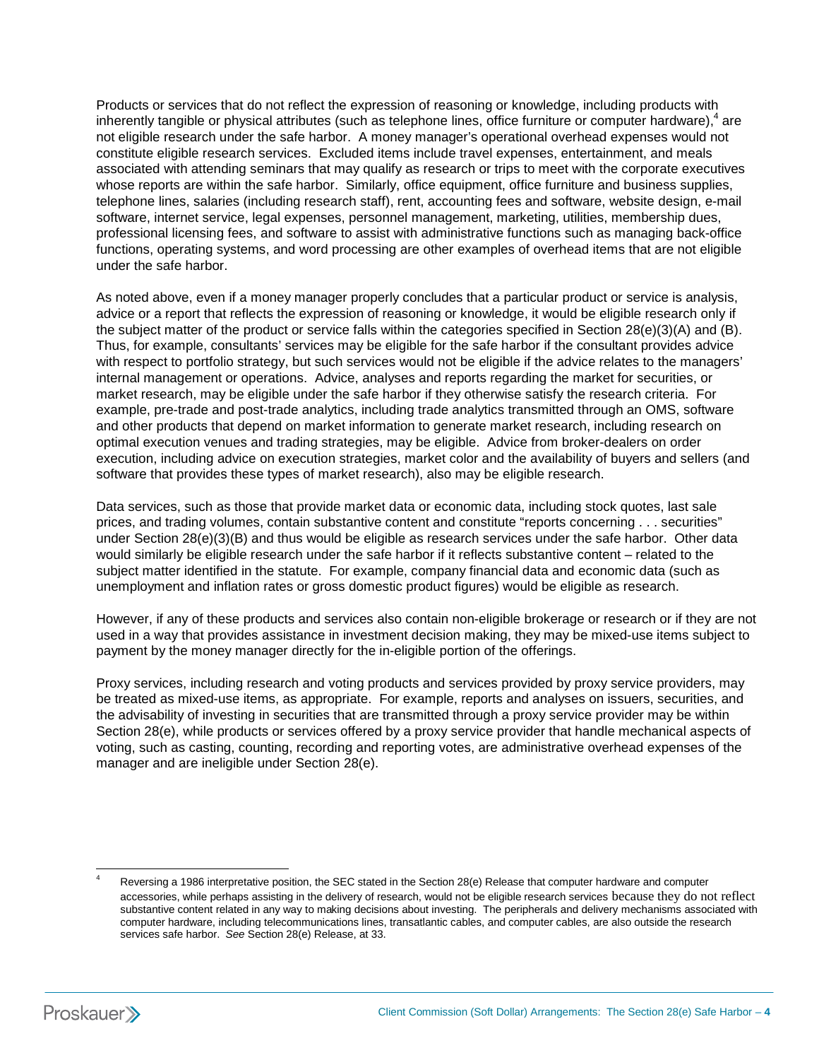Products or services that do not reflect the expression of reasoning or knowledge, including products with inherently tangible or physical attributes (such as telephone lines, office furniture or computer hardware),[4] are not eligible research under the safe harbor. A money manager's operational overhead expenses would not constitute eligible research services. Excluded items include travel expenses, entertainment, and meals associated with attending seminars that may qualify as research or trips to meet with the corporate executives whose reports are within the safe harbor. Similarly, office equipment, office furniture and business supplies, telephone lines, salaries (including research staff), rent, accounting fees and software, website design, e-mail software, internet service, legal expenses, personnel management, marketing, utilities, membership dues, professional licensing fees, and software to assist with administrative functions such as managing back-office functions, operating systems, and word processing are other examples of overhead items that are not eligible under the safe harbor.

As noted above, even if a money manager properly concludes that a particular product or service is analysis, advice or a report that reflects the expression of reasoning or knowledge, it would be eligible research only if the subject matter of the product or service falls within the categories specified in Section 28(e)(3)(A) and (B). Thus, for example, consultants' services may be eligible for the safe harbor if the consultant provides advice with respect to portfolio strategy, but such services would not be eligible if the advice relates to the managers' internal management or operations. Advice, analyses and reports regarding the market for securities, or market research, may be eligible under the safe harbor if they otherwise satisfy the research criteria. For example, pre-trade and post-trade analytics, including trade analytics transmitted through an OMS, software and other products that depend on market information to generate market research, including research on optimal execution venues and trading strategies, may be eligible. Advice from broker-dealers on order execution, including advice on execution strategies, market color and the availability of buyers and sellers (and software that provides these types of market research), also may be eligible research.

Data services, such as those that provide market data or economic data, including stock quotes, last sale prices, and trading volumes, contain substantive content and constitute "reports concerning . . . securities" under Section 28(e)(3)(B) and thus would be eligible as research services under the safe harbor. Other data would similarly be eligible research under the safe harbor if it reflects substantive content – related to the subject matter identified in the statute. For example, company financial data and economic data (such as unemployment and inflation rates or gross domestic product figures) would be eligible as research.

However, if any of these products and services also contain non-eligible brokerage or research or if they are not used in a way that provides assistance in investment decision making, they may be mixed-use items subject to payment by the money manager directly for the in-eligible portion of the offerings.

Proxy services, including research and voting products and services provided by proxy service providers, may be treated as mixed-use items, as appropriate. For example, reports and analyses on issuers, securities, and the advisability of investing in securities that are transmitted through a proxy service provider may be within Section 28(e), while products or services offered by a proxy service provider that handle mechanical aspects of voting, such as casting, counting, recording and reporting votes, are administrative overhead expenses of the manager and are ineligible under Section 28(e).

---

[4] Reversing a 1986 interpretative position, the SEC stated in the Section 28(e) Release that computer hardware and computer accessories, while perhaps assisting in the delivery of research, would not be eligible research services because they do not reflect substantive content related in any way to making decisions about investing. The peripherals and delivery mechanisms associated with computer hardware, including telecommunications lines, transatlantic cables, and computer cables, are also outside the research services safe harbor. *See* Section 28(e) Release, at 33.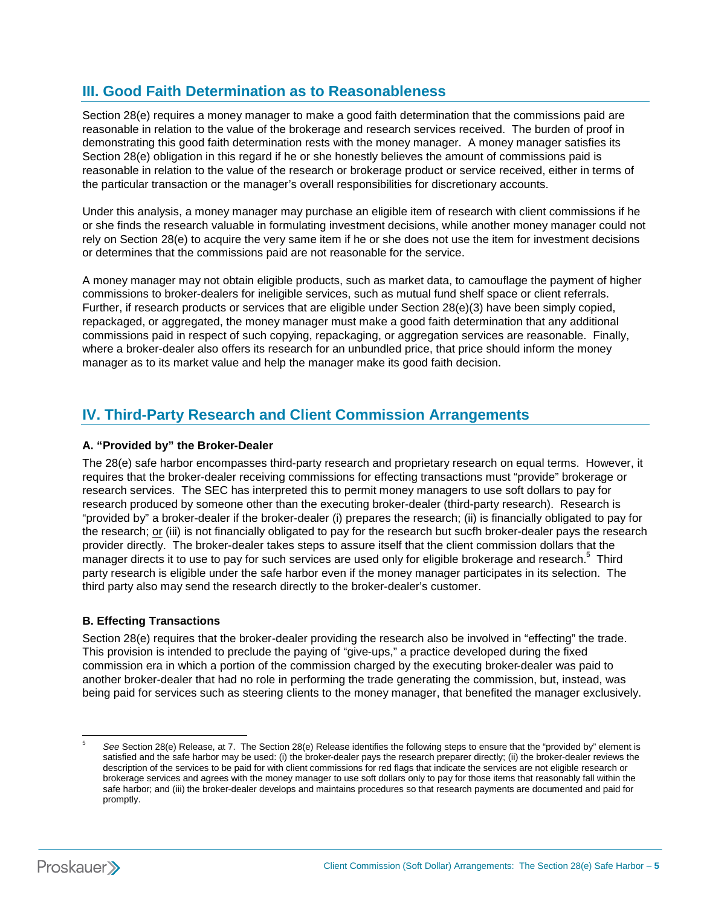## III. Good Faith Determination as to Reasonableness

Section 28(e) requires a money manager to make a good faith determination that the commissions paid are reasonable in relation to the value of the brokerage and research services received. The burden of proof in demonstrating this good faith determination rests with the money manager. A money manager satisfies its Section 28(e) obligation in this regard if he or she honestly believes the amount of commissions paid is reasonable in relation to the value of the research or brokerage product or service received, either in terms of the particular transaction or the manager's overall responsibilities for discretionary accounts.

Under this analysis, a money manager may purchase an eligible item of research with client commissions if he or she finds the research valuable in formulating investment decisions, while another money manager could not rely on Section 28(e) to acquire the very same item if he or she does not use the item for investment decisions or determines that the commissions paid are not reasonable for the service.

A money manager may not obtain eligible products, such as market data, to camouflage the payment of higher commissions to broker-dealers for ineligible services, such as mutual fund shelf space or client referrals. Further, if research products or services that are eligible under Section 28(e)(3) have been simply copied, repackaged, or aggregated, the money manager must make a good faith determination that any additional commissions paid in respect of such copying, repackaging, or aggregation services are reasonable. Finally, where a broker-dealer also offers its research for an unbundled price, that price should inform the money manager as to its market value and help the manager make its good faith decision.

## IV. Third-Party Research and Client Commission Arrangements

### A. "Provided by" the Broker-Dealer

The 28(e) safe harbor encompasses third-party research and proprietary research on equal terms. However, it requires that the broker-dealer receiving commissions for effecting transactions must "provide" brokerage or research services. The SEC has interpreted this to permit money managers to use soft dollars to pay for research produced by someone other than the executing broker-dealer (third-party research). Research is "provided by" a broker-dealer if the broker-dealer (i) prepares the research; (ii) is financially obligated to pay for the research; or (iii) is not financially obligated to pay for the research but sucfh broker-dealer pays the research provider directly. The broker-dealer takes steps to assure itself that the client commission dollars that the manager directs it to use to pay for such services are used only for eligible brokerage and research.[5] Third party research is eligible under the safe harbor even if the money manager participates in its selection. The third party also may send the research directly to the broker-dealer's customer.

### B. Effecting Transactions

Section 28(e) requires that the broker-dealer providing the research also be involved in "effecting" the trade. This provision is intended to preclude the paying of "give-ups," a practice developed during the fixed commission era in which a portion of the commission charged by the executing broker-dealer was paid to another broker-dealer that had no role in performing the trade generating the commission, but, instead, was being paid for services such as steering clients to the money manager, that benefited the manager exclusively.

---

[5] *See* Section 28(e) Release, at 7. The Section 28(e) Release identifies the following steps to ensure that the "provided by" element is satisfied and the safe harbor may be used: (i) the broker-dealer pays the research preparer directly; (ii) the broker-dealer reviews the description of the services to be paid for with client commissions for red flags that indicate the services are not eligible research or brokerage services and agrees with the money manager to use soft dollars only to pay for those items that reasonably fall within the safe harbor; and (iii) the broker-dealer develops and maintains procedures so that research payments are documented and paid for promptly.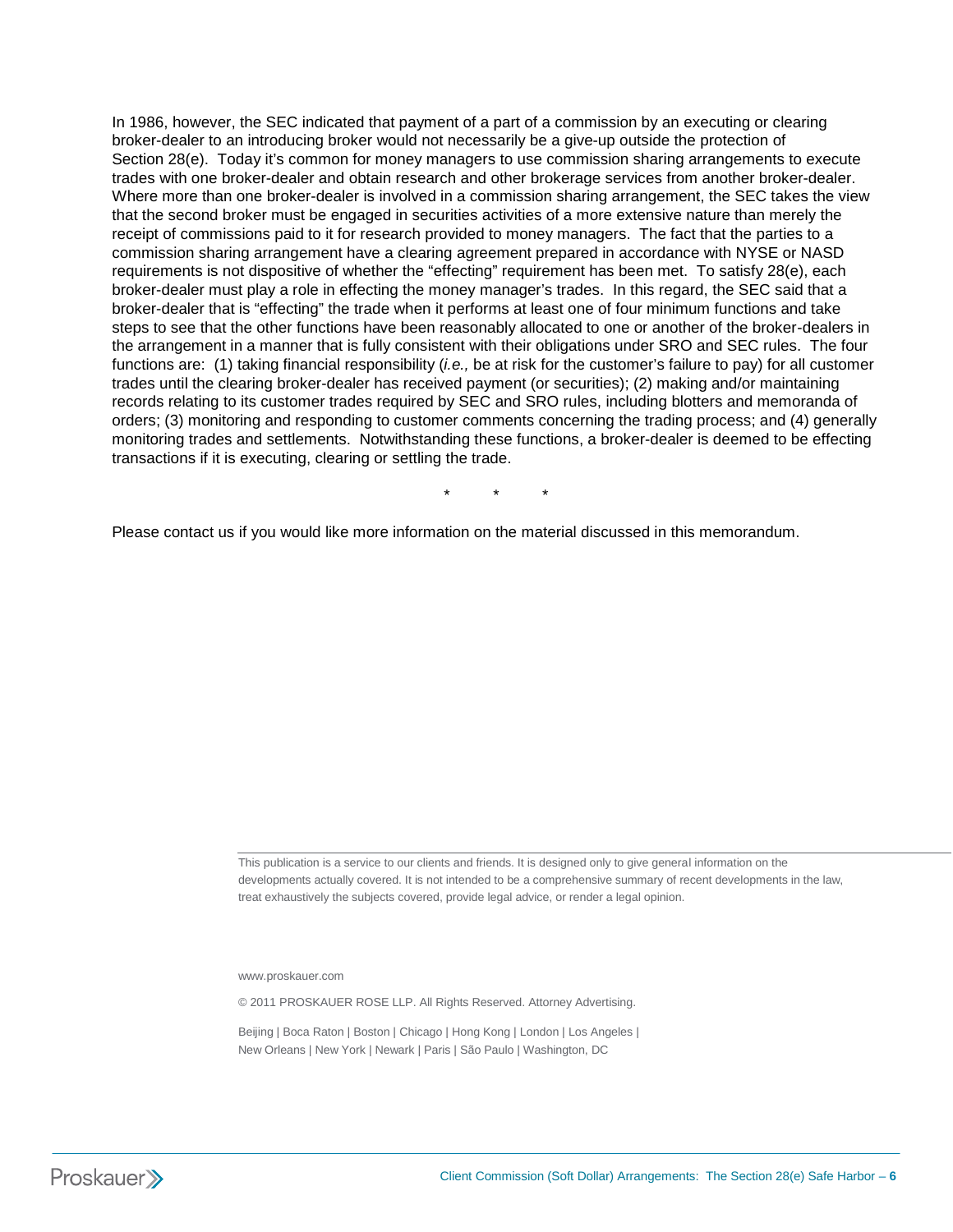In 1986, however, the SEC indicated that payment of a part of a commission by an executing or clearing broker-dealer to an introducing broker would not necessarily be a give-up outside the protection of Section 28(e). Today it's common for money managers to use commission sharing arrangements to execute trades with one broker-dealer and obtain research and other brokerage services from another broker-dealer. Where more than one broker-dealer is involved in a commission sharing arrangement, the SEC takes the view that the second broker must be engaged in securities activities of a more extensive nature than merely the receipt of commissions paid to it for research provided to money managers. The fact that the parties to a commission sharing arrangement have a clearing agreement prepared in accordance with NYSE or NASD requirements is not dispositive of whether the "effecting" requirement has been met. To satisfy 28(e), each broker-dealer must play a role in effecting the money manager's trades. In this regard, the SEC said that a broker-dealer that is "effecting" the trade when it performs at least one of four minimum functions and take steps to see that the other functions have been reasonably allocated to one or another of the broker-dealers in the arrangement in a manner that is fully consistent with their obligations under SRO and SEC rules. The four functions are: (1) taking financial responsibility (*i.e.,* be at risk for the customer's failure to pay) for all customer trades until the clearing broker-dealer has received payment (or securities); (2) making and/or maintaining records relating to its customer trades required by SEC and SRO rules, including blotters and memoranda of orders; (3) monitoring and responding to customer comments concerning the trading process; and (4) generally monitoring trades and settlements. Notwithstanding these functions, a broker-dealer is deemed to be effecting transactions if it is executing, clearing or settling the trade.

\* \* \*

Please contact us if you would like more information on the material discussed in this memorandum.

This publication is a service to our clients and friends. It is designed only to give general information on the developments actually covered. It is not intended to be a comprehensive summary of recent developments in the law, treat exhaustively the subjects covered, provide legal advice, or render a legal opinion.

www.proskauer.com

© 2011 PROSKAUER ROSE LLP. All Rights Reserved. Attorney Advertising.

Beijing | Boca Raton | Boston | Chicago | Hong Kong | London | Los Angeles | New Orleans | New York | Newark | Paris | São Paulo | Washington, DC